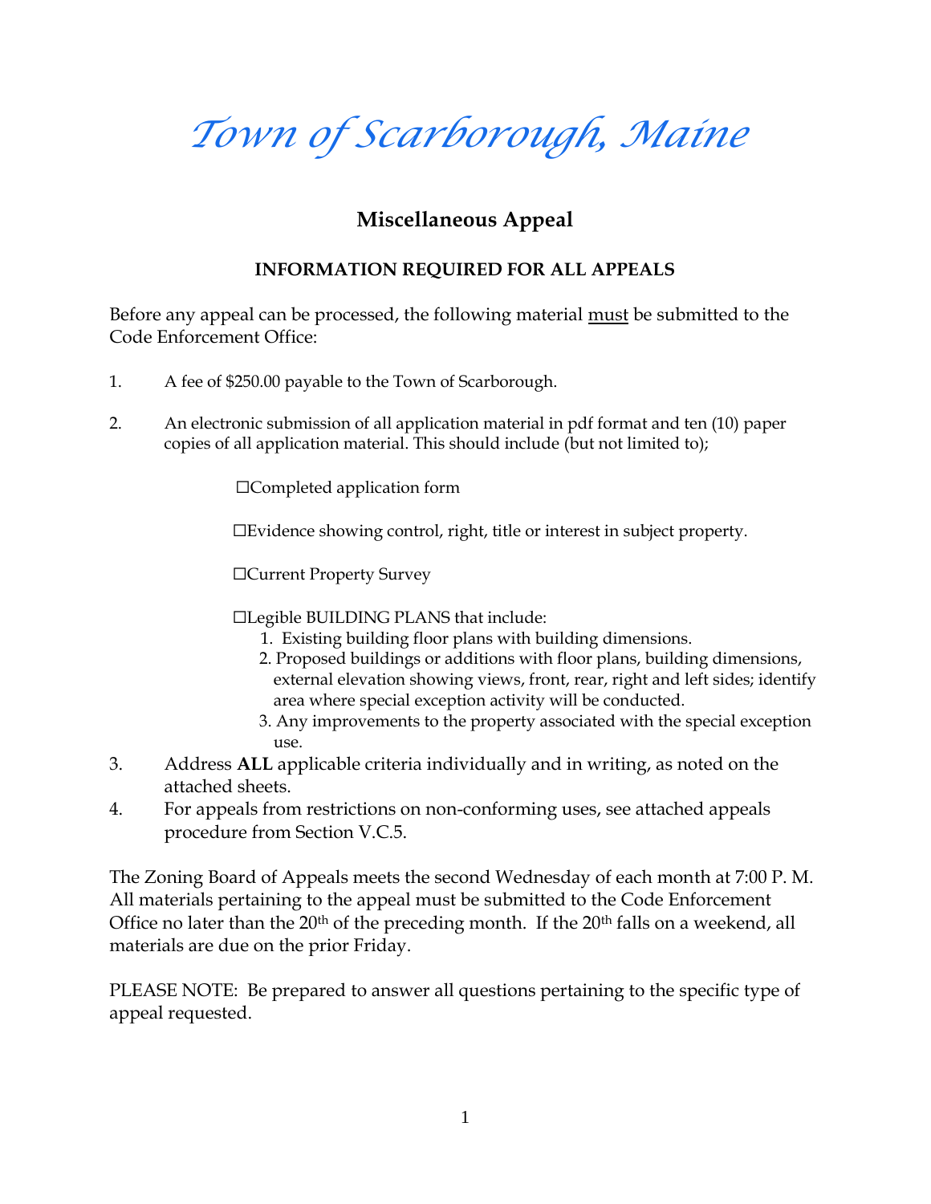# *Town of Scarborough, Maine*

## Miscellaneous Appeal

### INFORMATION REQUIRED FOR ALL APPEALS

Before any appeal can be processed, the following material must be submitted to the Code Enforcement Office:

1. A fee of $250.00 payable to the Town of Scarborough.

2. An electronic submission of all application material in pdf format and ten (10) paper copies of all application material. This should include (but not limited to);

   ☐Completed application form

   ☐Evidence showing control, right, title or interest in subject property.

   ☐Current Property Survey

   ☐Legible BUILDING PLANS that include:
   1. Existing building floor plans with building dimensions.
   2. Proposed buildings or additions with floor plans, building dimensions, external elevation showing views, front, rear, right and left sides; identify area where special exception activity will be conducted.
   3. Any improvements to the property associated with the special exception use.

3. Address **ALL** applicable criteria individually and in writing, as noted on the attached sheets.

4. For appeals from restrictions on non-conforming uses, see attached appeals procedure from Section V.C.5.

The Zoning Board of Appeals meets the second Wednesday of each month at 7:00 P. M. All materials pertaining to the appeal must be submitted to the Code Enforcement Office no later than the 20th of the preceding month. If the 20th falls on a weekend, all materials are due on the prior Friday.

PLEASE NOTE: Be prepared to answer all questions pertaining to the specific type of appeal requested.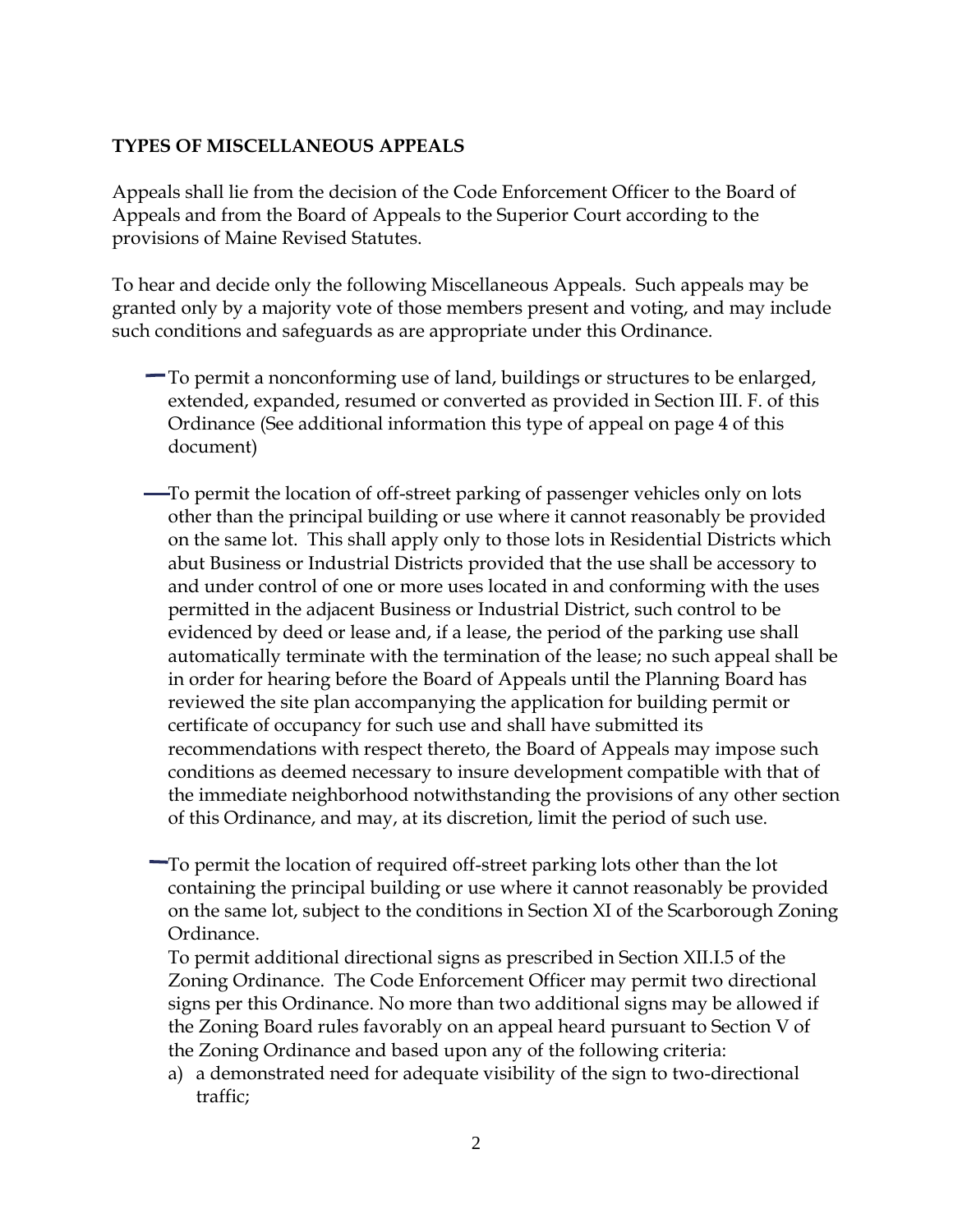**TYPES OF MISCELLANEOUS APPEALS**

Appeals shall lie from the decision of the Code Enforcement Officer to the Board of Appeals and from the Board of Appeals to the Superior Court according to the provisions of Maine Revised Statutes.

To hear and decide only the following Miscellaneous Appeals. Such appeals may be granted only by a majority vote of those members present and voting, and may include such conditions and safeguards as are appropriate under this Ordinance.

- To permit a nonconforming use of land, buildings or structures to be enlarged, extended, expanded, resumed or converted as provided in Section III. F. of this Ordinance (See additional information this type of appeal on page 4 of this document)

- To permit the location of off-street parking of passenger vehicles only on lots other than the principal building or use where it cannot reasonably be provided on the same lot. This shall apply only to those lots in Residential Districts which abut Business or Industrial Districts provided that the use shall be accessory to and under control of one or more uses located in and conforming with the uses permitted in the adjacent Business or Industrial District, such control to be evidenced by deed or lease and, if a lease, the period of the parking use shall automatically terminate with the termination of the lease; no such appeal shall be in order for hearing before the Board of Appeals until the Planning Board has reviewed the site plan accompanying the application for building permit or certificate of occupancy for such use and shall have submitted its recommendations with respect thereto, the Board of Appeals may impose such conditions as deemed necessary to insure development compatible with that of the immediate neighborhood notwithstanding the provisions of any other section of this Ordinance, and may, at its discretion, limit the period of such use.

- To permit the location of required off-street parking lots other than the lot containing the principal building or use where it cannot reasonably be provided on the same lot, subject to the conditions in Section XI of the Scarborough Zoning Ordinance.

  To permit additional directional signs as prescribed in Section XII.I.5 of the Zoning Ordinance. The Code Enforcement Officer may permit two directional signs per this Ordinance. No more than two additional signs may be allowed if the Zoning Board rules favorably on an appeal heard pursuant to Section V of the Zoning Ordinance and based upon any of the following criteria:

  a) a demonstrated need for adequate visibility of the sign to two-directional traffic;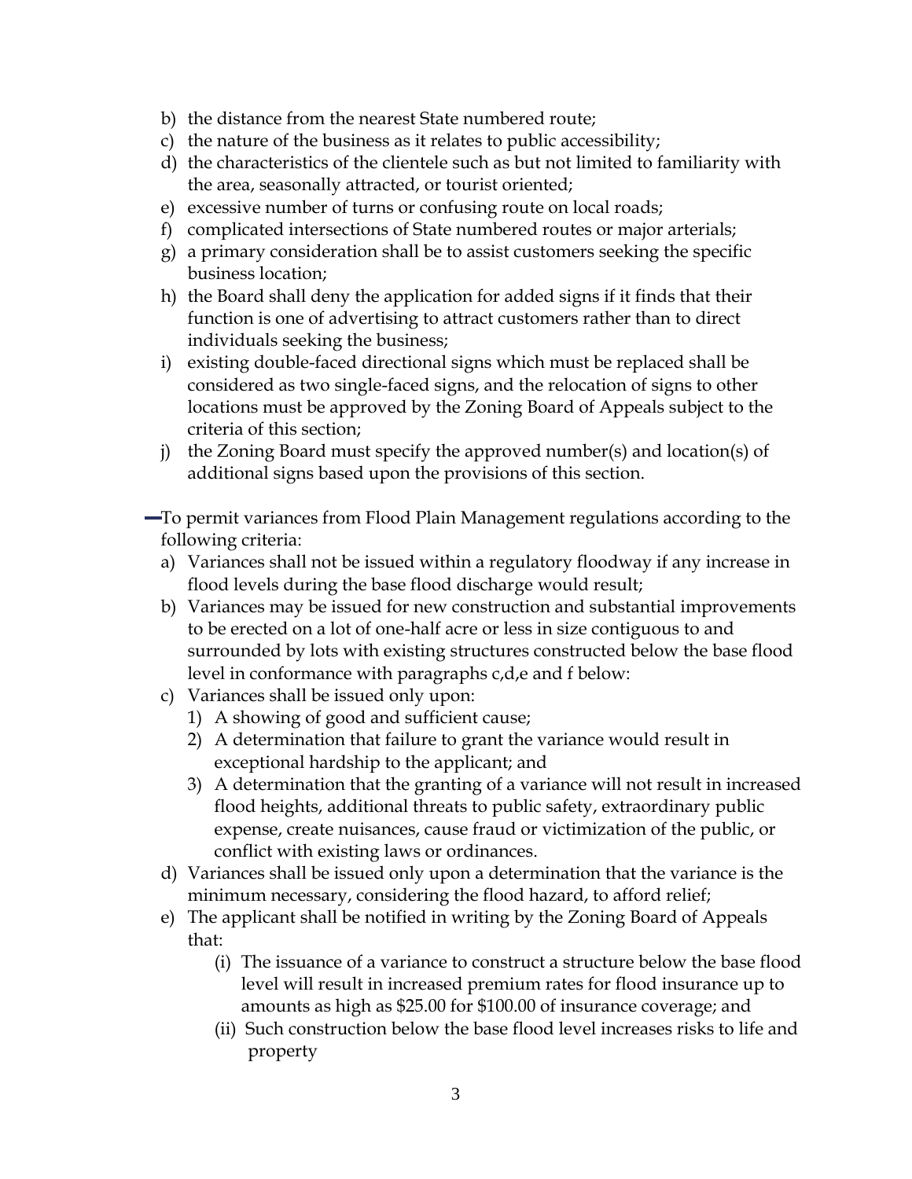b) the distance from the nearest State numbered route;
c) the nature of the business as it relates to public accessibility;
d) the characteristics of the clientele such as but not limited to familiarity with the area, seasonally attracted, or tourist oriented;
e) excessive number of turns or confusing route on local roads;
f) complicated intersections of State numbered routes or major arterials;
g) a primary consideration shall be to assist customers seeking the specific business location;
h) the Board shall deny the application for added signs if it finds that their function is one of advertising to attract customers rather than to direct individuals seeking the business;
i) existing double-faced directional signs which must be replaced shall be considered as two single-faced signs, and the relocation of signs to other locations must be approved by the Zoning Board of Appeals subject to the criteria of this section;
j) the Zoning Board must specify the approved number(s) and location(s) of additional signs based upon the provisions of this section.

To permit variances from Flood Plain Management regulations according to the following criteria:

a) Variances shall not be issued within a regulatory floodway if any increase in flood levels during the base flood discharge would result;
b) Variances may be issued for new construction and substantial improvements to be erected on a lot of one-half acre or less in size contiguous to and surrounded by lots with existing structures constructed below the base flood level in conformance with paragraphs c,d,e and f below:
c) Variances shall be issued only upon:
   1) A showing of good and sufficient cause;
   2) A determination that failure to grant the variance would result in exceptional hardship to the applicant; and
   3) A determination that the granting of a variance will not result in increased flood heights, additional threats to public safety, extraordinary public expense, create nuisances, cause fraud or victimization of the public, or conflict with existing laws or ordinances.
d) Variances shall be issued only upon a determination that the variance is the minimum necessary, considering the flood hazard, to afford relief;
e) The applicant shall be notified in writing by the Zoning Board of Appeals that:
   (i) The issuance of a variance to construct a structure below the base flood level will result in increased premium rates for flood insurance up to amounts as high as $25.00 for $100.00 of insurance coverage; and
   (ii) Such construction below the base flood level increases risks to life and property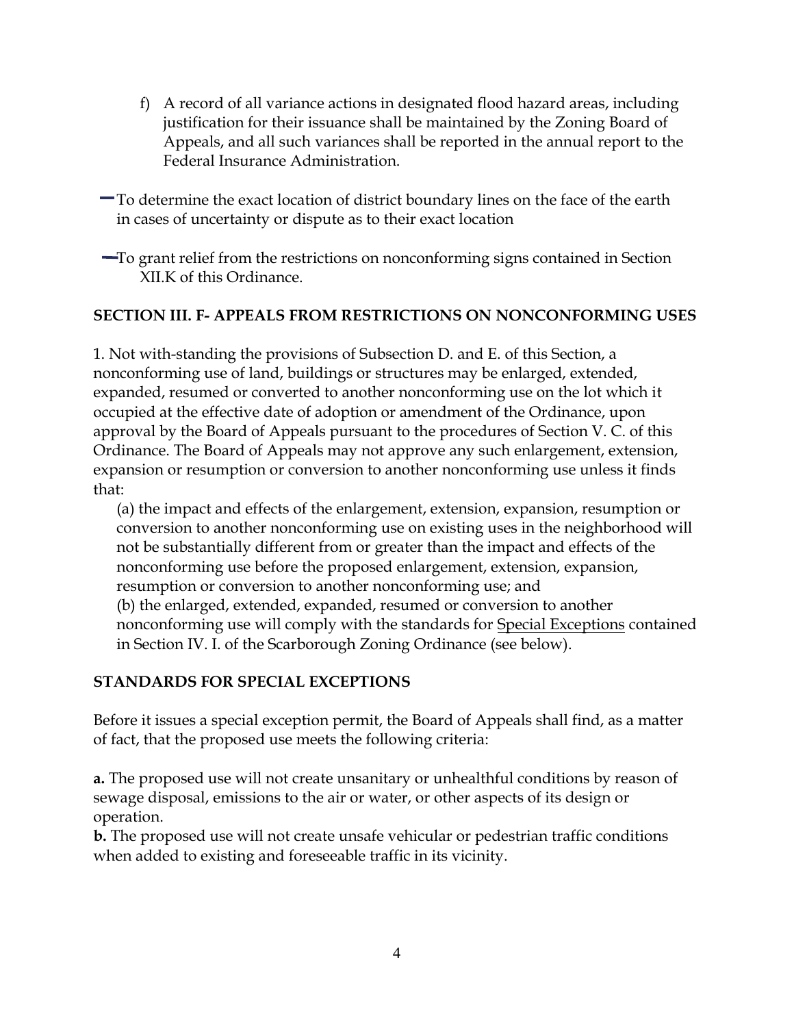f) A record of all variance actions in designated flood hazard areas, including justification for their issuance shall be maintained by the Zoning Board of Appeals, and all such variances shall be reported in the annual report to the Federal Insurance Administration.

- To determine the exact location of district boundary lines on the face of the earth in cases of uncertainty or dispute as to their exact location

- To grant relief from the restrictions on nonconforming signs contained in Section XII.K of this Ordinance.

**SECTION III. F- APPEALS FROM RESTRICTIONS ON NONCONFORMING USES**

1. Not with-standing the provisions of Subsection D. and E. of this Section, a nonconforming use of land, buildings or structures may be enlarged, extended, expanded, resumed or converted to another nonconforming use on the lot which it occupied at the effective date of adoption or amendment of the Ordinance, upon approval by the Board of Appeals pursuant to the procedures of Section V. C. of this Ordinance. The Board of Appeals may not approve any such enlargement, extension, expansion or resumption or conversion to another nonconforming use unless it finds that:

    (a) the impact and effects of the enlargement, extension, expansion, resumption or conversion to another nonconforming use on existing uses in the neighborhood will not be substantially different from or greater than the impact and effects of the nonconforming use before the proposed enlargement, extension, expansion, resumption or conversion to another nonconforming use; and

    (b) the enlarged, extended, expanded, resumed or conversion to another nonconforming use will comply with the standards for <u>Special Exceptions</u> contained in Section IV. I. of the Scarborough Zoning Ordinance (see below).

**STANDARDS FOR SPECIAL EXCEPTIONS**

Before it issues a special exception permit, the Board of Appeals shall find, as a matter of fact, that the proposed use meets the following criteria:

**a.** The proposed use will not create unsanitary or unhealthful conditions by reason of sewage disposal, emissions to the air or water, or other aspects of its design or operation.

**b.** The proposed use will not create unsafe vehicular or pedestrian traffic conditions when added to existing and foreseeable traffic in its vicinity.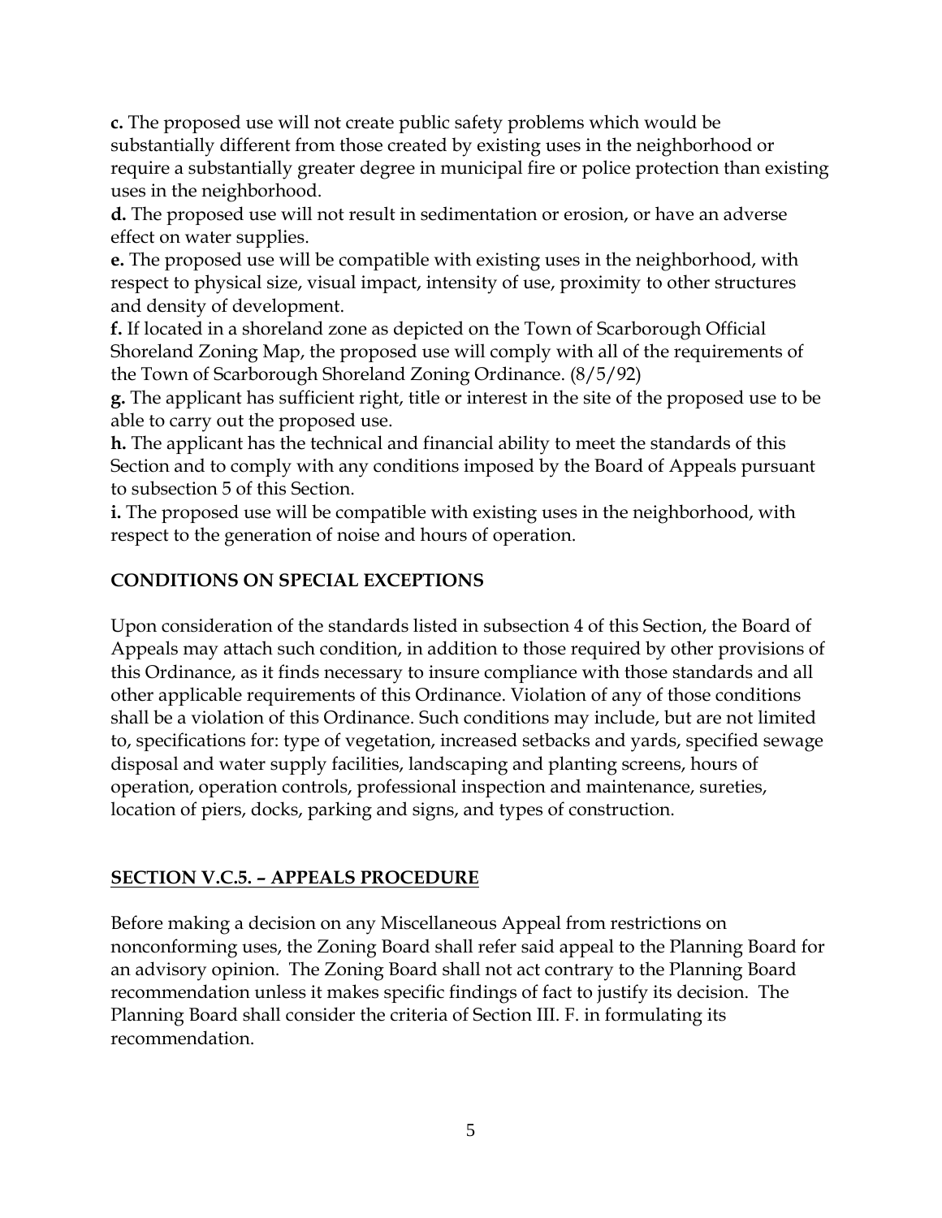**c.** The proposed use will not create public safety problems which would be substantially different from those created by existing uses in the neighborhood or require a substantially greater degree in municipal fire or police protection than existing uses in the neighborhood.

**d.** The proposed use will not result in sedimentation or erosion, or have an adverse effect on water supplies.

**e.** The proposed use will be compatible with existing uses in the neighborhood, with respect to physical size, visual impact, intensity of use, proximity to other structures and density of development.

**f.** If located in a shoreland zone as depicted on the Town of Scarborough Official Shoreland Zoning Map, the proposed use will comply with all of the requirements of the Town of Scarborough Shoreland Zoning Ordinance. (8/5/92)

**g.** The applicant has sufficient right, title or interest in the site of the proposed use to be able to carry out the proposed use.

**h.** The applicant has the technical and financial ability to meet the standards of this Section and to comply with any conditions imposed by the Board of Appeals pursuant to subsection 5 of this Section.

**i.** The proposed use will be compatible with existing uses in the neighborhood, with respect to the generation of noise and hours of operation.

**CONDITIONS ON SPECIAL EXCEPTIONS**

Upon consideration of the standards listed in subsection 4 of this Section, the Board of Appeals may attach such condition, in addition to those required by other provisions of this Ordinance, as it finds necessary to insure compliance with those standards and all other applicable requirements of this Ordinance. Violation of any of those conditions shall be a violation of this Ordinance. Such conditions may include, but are not limited to, specifications for: type of vegetation, increased setbacks and yards, specified sewage disposal and water supply facilities, landscaping and planting screens, hours of operation, operation controls, professional inspection and maintenance, sureties, location of piers, docks, parking and signs, and types of construction.

## SECTION V.C.5. – APPEALS PROCEDURE

Before making a decision on any Miscellaneous Appeal from restrictions on nonconforming uses, the Zoning Board shall refer said appeal to the Planning Board for an advisory opinion. The Zoning Board shall not act contrary to the Planning Board recommendation unless it makes specific findings of fact to justify its decision. The Planning Board shall consider the criteria of Section III. F. in formulating its recommendation.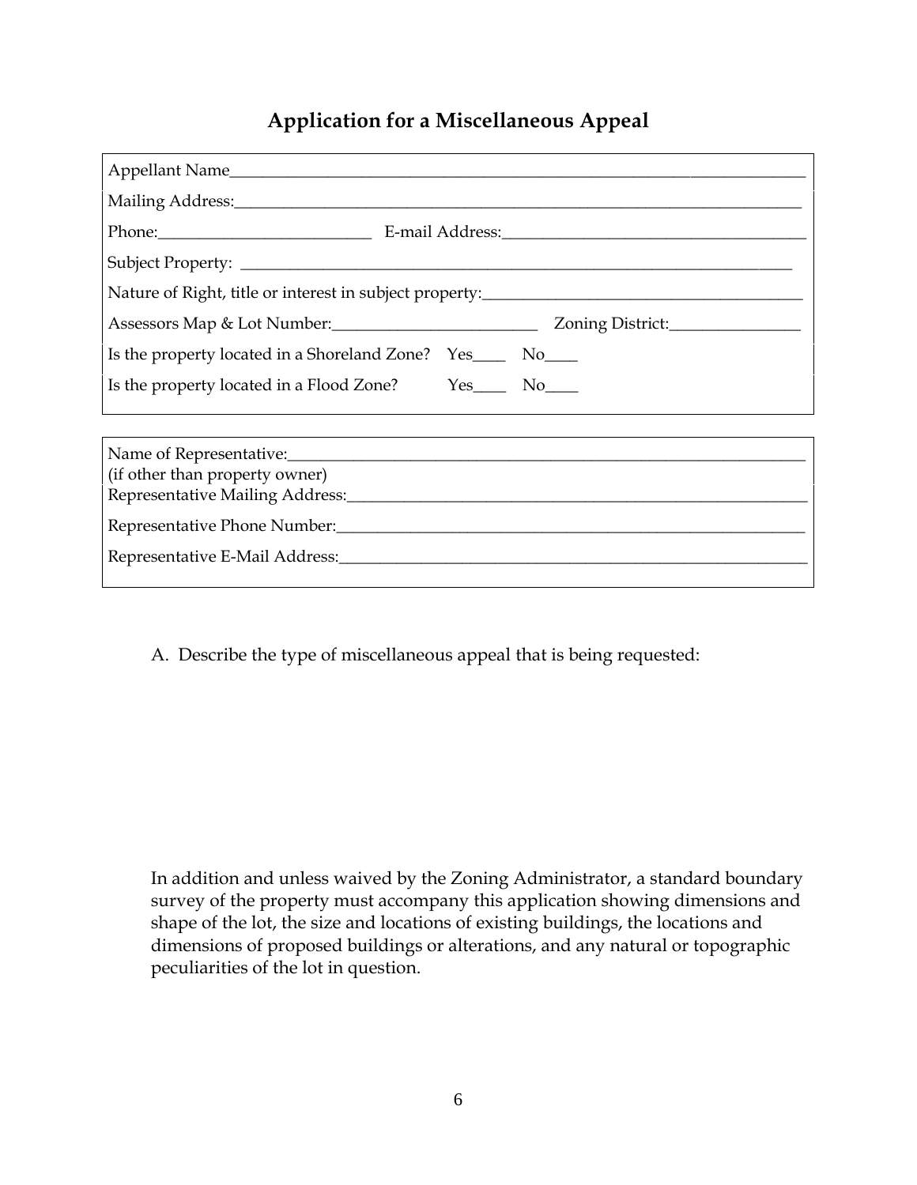# Application for a Miscellaneous Appeal

Appellant Name______________________________________________________________

Mailing Address:_____________________________________________________________

Phone:_________________________ E-mail Address:___________________________________

Subject Property: ____________________________________________________________

Nature of Right, title or interest in subject property:_____________________________________

Assessors Map & Lot Number:_______________________ Zoning District:_______________

Is the property located in a Shoreland Zone? Yes____ No____

Is the property located in a Flood Zone? Yes____ No____

Name of Representative:_______________________________________________________
(if other than property owner)
Representative Mailing Address:_________________________________________________

Representative Phone Number:__________________________________________________

Representative E-Mail Address:_________________________________________________

A. Describe the type of miscellaneous appeal that is being requested:

In addition and unless waived by the Zoning Administrator, a standard boundary survey of the property must accompany this application showing dimensions and shape of the lot, the size and locations of existing buildings, the locations and dimensions of proposed buildings or alterations, and any natural or topographic peculiarities of the lot in question.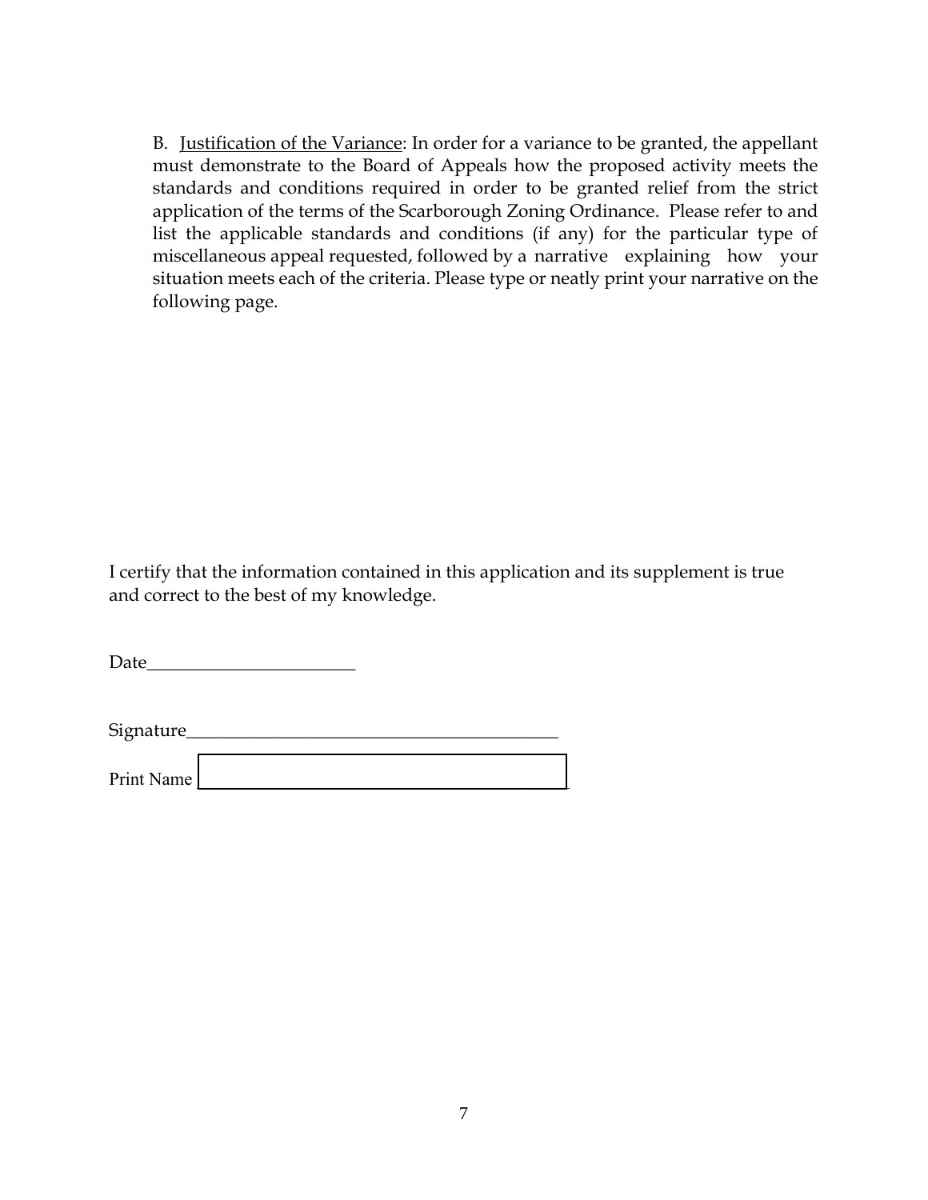B. Justification of the Variance: In order for a variance to be granted, the appellant must demonstrate to the Board of Appeals how the proposed activity meets the standards and conditions required in order to be granted relief from the strict application of the terms of the Scarborough Zoning Ordinance. Please refer to and list the applicable standards and conditions (if any) for the particular type of miscellaneous appeal requested, followed by a narrative explaining how your situation meets each of the criteria. Please type or neatly print your narrative on the following page.

I certify that the information contained in this application and its supplement is true and correct to the best of my knowledge.

Date_______________________

Signature________________________________________

Print Name ________________________________________